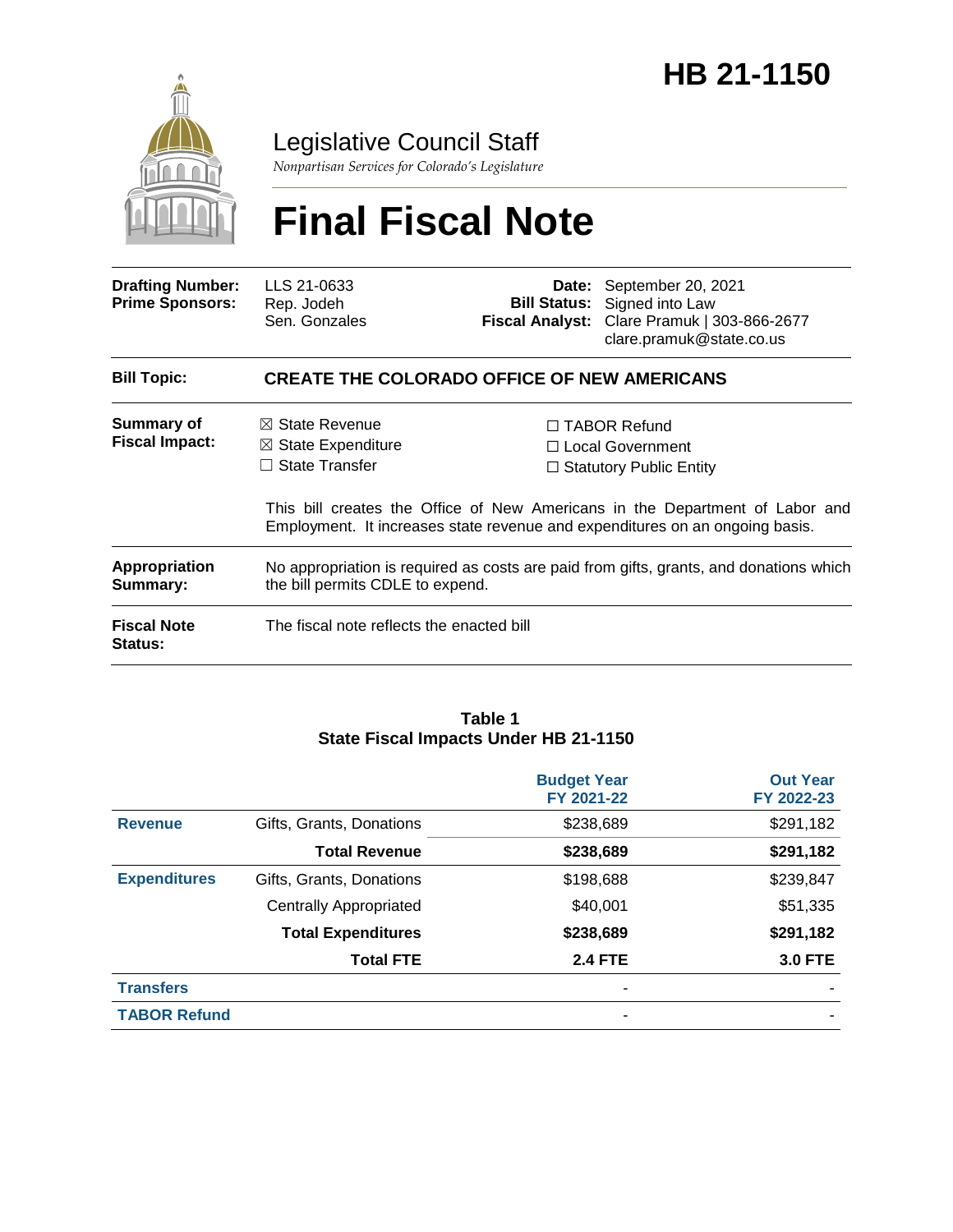# HB 21-1150

Legislative Council Staff

*Nonpartisan Services for Colorado's Legislature*

# Final Fiscal Note

| | | | |
|---|---|---|---|
| **Drafting Number:** | LLS 21-0633 | **Date:** | September 20, 2021 |
| **Prime Sponsors:** | Rep. Jodeh<br>Sen. Gonzales | **Bill Status:** | Signed into Law |
| | | **Fiscal Analyst:** | Clare Pramuk \| 303-866-2677<br>clare.pramuk@state.co.us |

**Bill Topic:** **CREATE THE COLORADO OFFICE OF NEW AMERICANS**

**Summary of Fiscal Impact:**

☒ State Revenue
☒ State Expenditure
☐ State Transfer
☐ TABOR Refund
☐ Local Government
☐ Statutory Public Entity

This bill creates the Office of New Americans in the Department of Labor and Employment. It increases state revenue and expenditures on an ongoing basis.

**Appropriation Summary:** No appropriation is required as costs are paid from gifts, grants, and donations which the bill permits CDLE to expend.

**Fiscal Note Status:** The fiscal note reflects the enacted bill

**Table 1**
**State Fiscal Impacts Under HB 21-1150**

| | | Budget Year FY 2021-22 | Out Year FY 2022-23 |
|---|---|---|---|
| **Revenue** | Gifts, Grants, Donations | $238,689 | $291,182 |
| | **Total Revenue** | **$238,689** | **$291,182** |
| **Expenditures** | Gifts, Grants, Donations | $198,688 | $239,847 |
| | Centrally Appropriated | $40,001 | $51,335 |
| | **Total Expenditures** | **$238,689** | **$291,182** |
| | **Total FTE** | **2.4 FTE** | **3.0 FTE** |
| **Transfers** | | - | - |
| **TABOR Refund** | | - | - |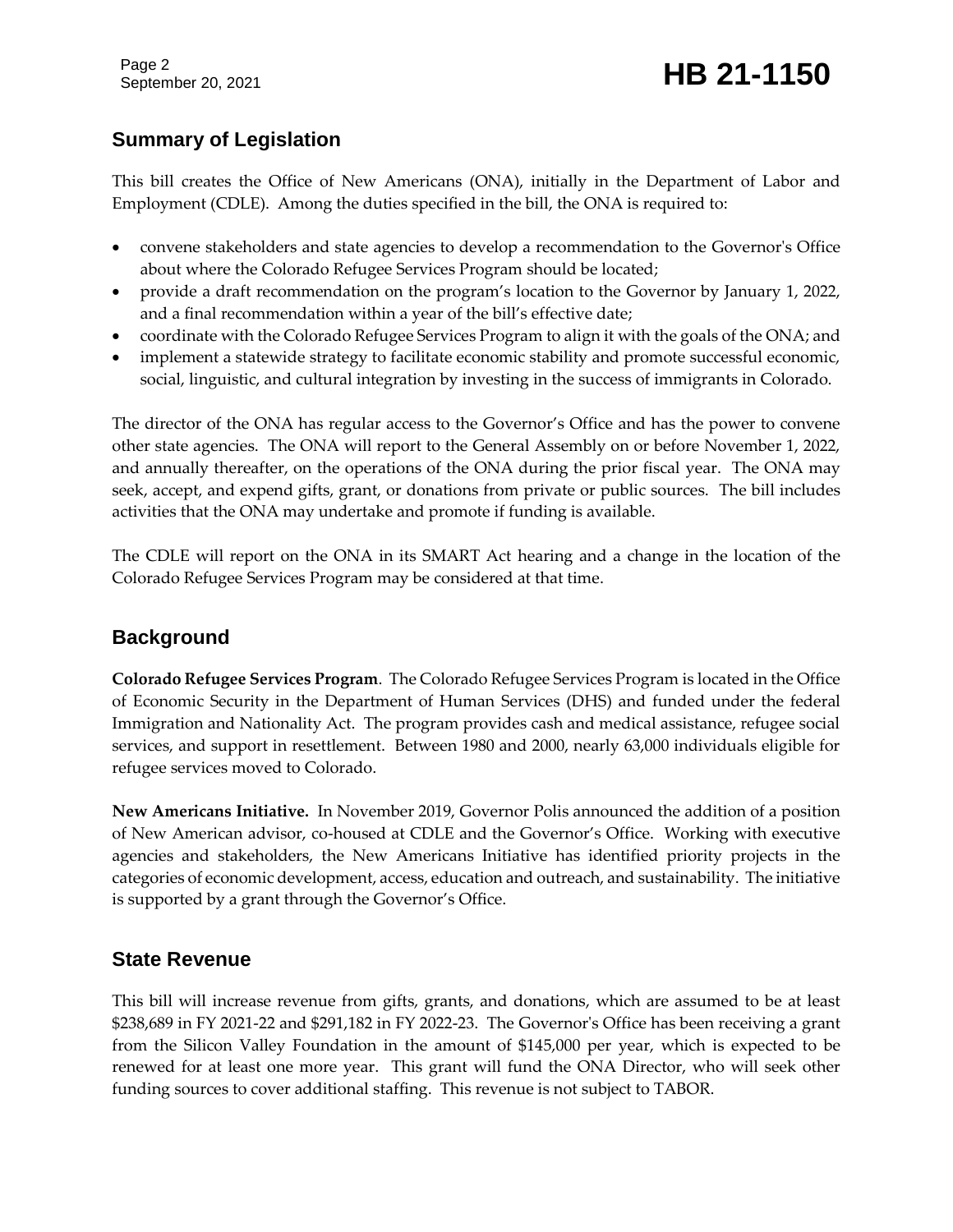## Summary of Legislation

This bill creates the Office of New Americans (ONA), initially in the Department of Labor and Employment (CDLE). Among the duties specified in the bill, the ONA is required to:

- convene stakeholders and state agencies to develop a recommendation to the Governor's Office about where the Colorado Refugee Services Program should be located;
- provide a draft recommendation on the program's location to the Governor by January 1, 2022, and a final recommendation within a year of the bill's effective date;
- coordinate with the Colorado Refugee Services Program to align it with the goals of the ONA; and
- implement a statewide strategy to facilitate economic stability and promote successful economic, social, linguistic, and cultural integration by investing in the success of immigrants in Colorado.

The director of the ONA has regular access to the Governor's Office and has the power to convene other state agencies. The ONA will report to the General Assembly on or before November 1, 2022, and annually thereafter, on the operations of the ONA during the prior fiscal year. The ONA may seek, accept, and expend gifts, grant, or donations from private or public sources. The bill includes activities that the ONA may undertake and promote if funding is available.

The CDLE will report on the ONA in its SMART Act hearing and a change in the location of the Colorado Refugee Services Program may be considered at that time.

## Background

**Colorado Refugee Services Program**. The Colorado Refugee Services Program is located in the Office of Economic Security in the Department of Human Services (DHS) and funded under the federal Immigration and Nationality Act. The program provides cash and medical assistance, refugee social services, and support in resettlement. Between 1980 and 2000, nearly 63,000 individuals eligible for refugee services moved to Colorado.

**New Americans Initiative.** In November 2019, Governor Polis announced the addition of a position of New American advisor, co-housed at CDLE and the Governor's Office. Working with executive agencies and stakeholders, the New Americans Initiative has identified priority projects in the categories of economic development, access, education and outreach, and sustainability. The initiative is supported by a grant through the Governor's Office.

## State Revenue

This bill will increase revenue from gifts, grants, and donations, which are assumed to be at least $238,689 in FY 2021-22 and $291,182 in FY 2022-23. The Governor's Office has been receiving a grant from the Silicon Valley Foundation in the amount of $145,000 per year, which is expected to be renewed for at least one more year. This grant will fund the ONA Director, who will seek other funding sources to cover additional staffing. This revenue is not subject to TABOR.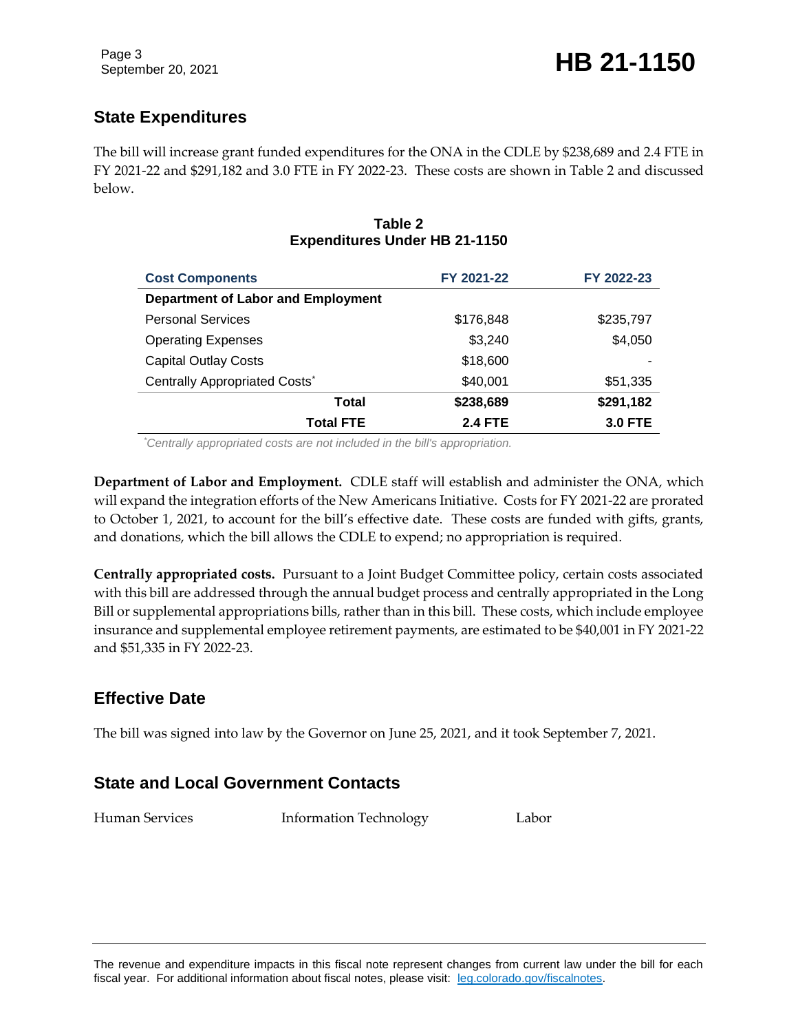## State Expenditures

The bill will increase grant funded expenditures for the ONA in the CDLE by $238,689 and 2.4 FTE in FY 2021-22 and $291,182 and 3.0 FTE in FY 2022-23. These costs are shown in Table 2 and discussed below.

**Table 2**
**Expenditures Under HB 21-1150**

| Cost Components | FY 2021-22 | FY 2022-23 |
|---|---|---|
| **Department of Labor and Employment** | | |
| Personal Services | $176,848 | $235,797 |
| Operating Expenses | $3,240 | $4,050 |
| Capital Outlay Costs | $18,600 | - |
| Centrally Appropriated Costs* | $40,001 | $51,335 |
| **Total** | **$238,689** | **$291,182** |
| **Total FTE** | **2.4 FTE** | **3.0 FTE** |

*Centrally appropriated costs are not included in the bill's appropriation.*

**Department of Labor and Employment.** CDLE staff will establish and administer the ONA, which will expand the integration efforts of the New Americans Initiative. Costs for FY 2021-22 are prorated to October 1, 2021, to account for the bill's effective date. These costs are funded with gifts, grants, and donations, which the bill allows the CDLE to expend; no appropriation is required.

**Centrally appropriated costs.** Pursuant to a Joint Budget Committee policy, certain costs associated with this bill are addressed through the annual budget process and centrally appropriated in the Long Bill or supplemental appropriations bills, rather than in this bill. These costs, which include employee insurance and supplemental employee retirement payments, are estimated to be $40,001 in FY 2021-22 and $51,335 in FY 2022-23.

## Effective Date

The bill was signed into law by the Governor on June 25, 2021, and it took September 7, 2021.

## State and Local Government Contacts

Human Services    Information Technology    Labor

The revenue and expenditure impacts in this fiscal note represent changes from current law under the bill for each fiscal year. For additional information about fiscal notes, please visit: leg.colorado.gov/fiscalnotes.